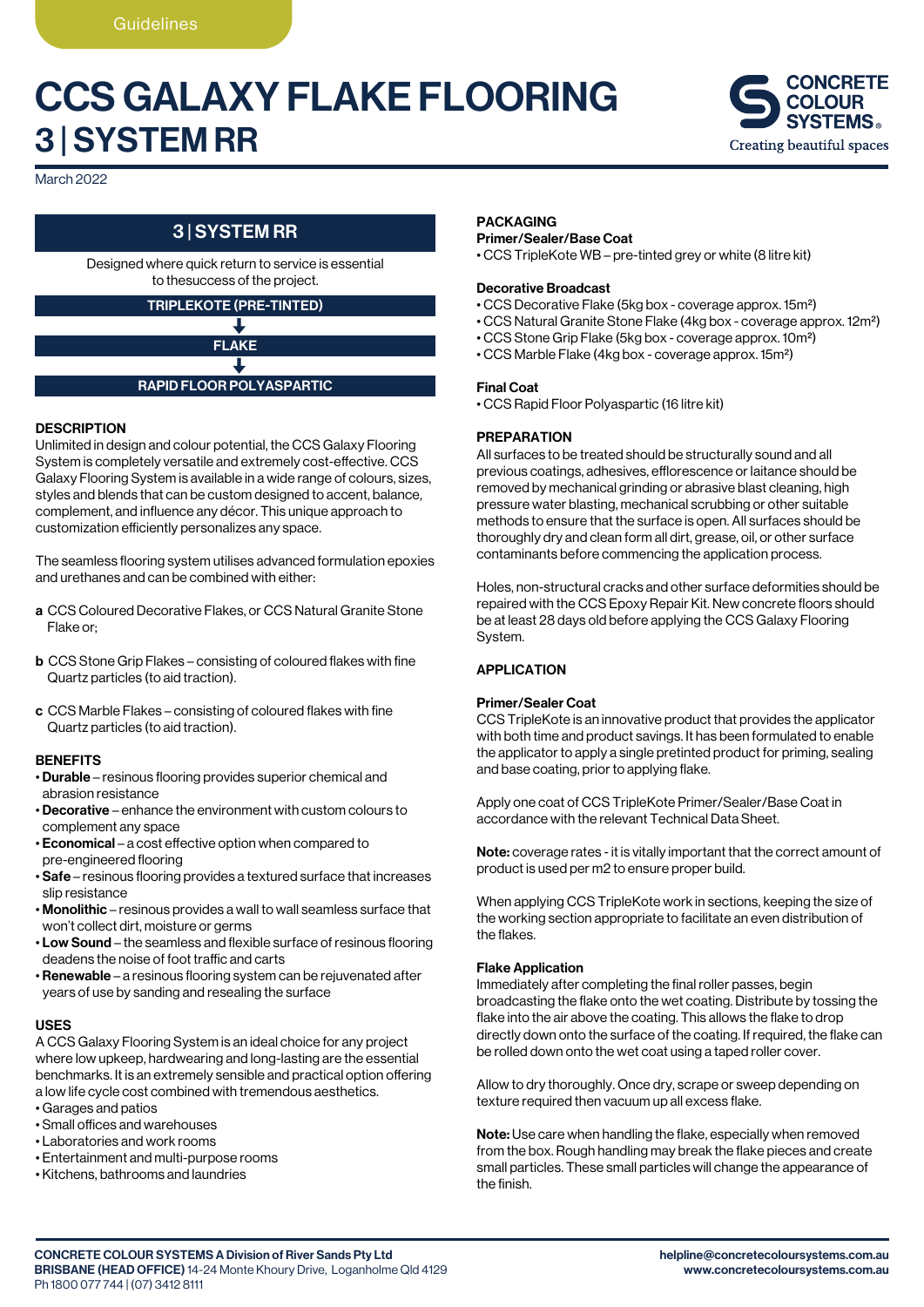Guidelines

# CCS GALAXY FLAKE FLOORING
## 3 | SYSTEM RR

CONCRETE COLOUR SYSTEMS®
Creating beautiful spaces

March 2022

### 3 | SYSTEM RR

Designed where quick return to service is essential to thesuccess of the project.

**TRIPLEKOTE (PRE-TINTED)**
↓
**FLAKE**
↓
**RAPID FLOOR POLYASPARTIC**

### DESCRIPTION

Unlimited in design and colour potential, the CCS Galaxy Flooring System is completely versatile and extremely cost-effective. CCS Galaxy Flooring System is available in a wide range of colours, sizes, styles and blends that can be custom designed to accent, balance, complement, and influence any décor. This unique approach to customization efficiently personalizes any space.

The seamless flooring system utilises advanced formulation epoxies and urethanes and can be combined with either:

**a** CCS Coloured Decorative Flakes, or CCS Natural Granite Stone Flake or;

**b** CCS Stone Grip Flakes – consisting of coloured flakes with fine Quartz particles (to aid traction).

**c** CCS Marble Flakes – consisting of coloured flakes with fine Quartz particles (to aid traction).

### BENEFITS

- **Durable** – resinous flooring provides superior chemical and abrasion resistance
- **Decorative** – enhance the environment with custom colours to complement any space
- **Economical** – a cost effective option when compared to pre-engineered flooring
- **Safe** – resinous flooring provides a textured surface that increases slip resistance
- **Monolithic** – resinous provides a wall to wall seamless surface that won't collect dirt, moisture or germs
- **Low Sound** – the seamless and flexible surface of resinous flooring deadens the noise of foot traffic and carts
- **Renewable** – a resinous flooring system can be rejuvenated after years of use by sanding and resealing the surface

### USES

A CCS Galaxy Flooring System is an ideal choice for any project where low upkeep, hardwearing and long-lasting are the essential benchmarks. It is an extremely sensible and practical option offering a low life cycle cost combined with tremendous aesthetics.

- Garages and patios
- Small offices and warehouses
- Laboratories and work rooms
- Entertainment and multi-purpose rooms
- Kitchens, bathrooms and laundries

### PACKAGING

**Primer/Sealer/Base Coat**

- CCS TripleKote WB – pre-tinted grey or white (8 litre kit)

**Decorative Broadcast**

- CCS Decorative Flake (5kg box - coverage approx. 15m²)
- CCS Natural Granite Stone Flake (4kg box - coverage approx. 12m²)
- CCS Stone Grip Flake (5kg box - coverage approx. 10m²)
- CCS Marble Flake (4kg box - coverage approx. 15m²)

**Final Coat**

- CCS Rapid Floor Polyaspartic (16 litre kit)

### PREPARATION

All surfaces to be treated should be structurally sound and all previous coatings, adhesives, efflorescence or laitance should be removed by mechanical grinding or abrasive blast cleaning, high pressure water blasting, mechanical scrubbing or other suitable methods to ensure that the surface is open. All surfaces should be thoroughly dry and clean form all dirt, grease, oil, or other surface contaminants before commencing the application process.

Holes, non-structural cracks and other surface deformities should be repaired with the CCS Epoxy Repair Kit. New concrete floors should be at least 28 days old before applying the CCS Galaxy Flooring System.

### APPLICATION

**Primer/Sealer Coat**

CCS TripleKote is an innovative product that provides the applicator with both time and product savings. It has been formulated to enable the applicator to apply a single pretinted product for priming, sealing and base coating, prior to applying flake.

Apply one coat of CCS TripleKote Primer/Sealer/Base Coat in accordance with the relevant Technical Data Sheet.

**Note:** coverage rates - it is vitally important that the correct amount of product is used per m2 to ensure proper build.

When applying CCS TripleKote work in sections, keeping the size of the working section appropriate to facilitate an even distribution of the flakes.

**Flake Application**

Immediately after completing the final roller passes, begin broadcasting the flake onto the wet coating. Distribute by tossing the flake into the air above the coating. This allows the flake to drop directly down onto the surface of the coating. If required, the flake can be rolled down onto the wet coat using a taped roller cover.

Allow to dry thoroughly. Once dry, scrape or sweep depending on texture required then vacuum up all excess flake.

**Note:** Use care when handling the flake, especially when removed from the box. Rough handling may break the flake pieces and create small particles. These small particles will change the appearance of the finish.

**CONCRETE COLOUR SYSTEMS A Division of River Sands Pty Ltd**
**BRISBANE (HEAD OFFICE)** 14-24 Monte Khoury Drive, Loganholme Qld 4129
Ph 1800 077 744 | (07) 3412 8111

**helpline@concretecoloursystems.com.au**
**www.concretecoloursystems.com.au**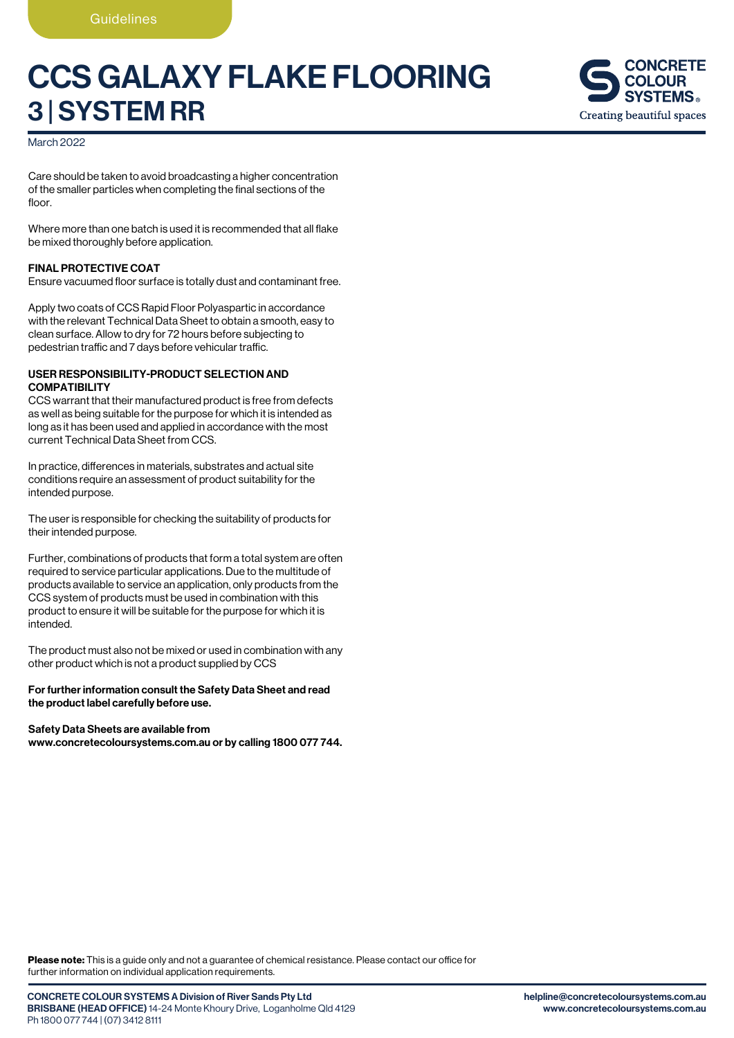Care should be taken to avoid broadcasting a higher concentration of the smaller particles when completing the final sections of the floor.

Where more than one batch is used it is recommended that all flake be mixed thoroughly before application.

**FINAL PROTECTIVE COAT**

Ensure vacuumed floor surface is totally dust and contaminant free.

Apply two coats of CCS Rapid Floor Polyaspartic in accordance with the relevant Technical Data Sheet to obtain a smooth, easy to clean surface. Allow to dry for 72 hours before subjecting to pedestrian traffic and 7 days before vehicular traffic.

**USER RESPONSIBILITY-PRODUCT SELECTION AND COMPATIBILITY**

CCS warrant that their manufactured product is free from defects as well as being suitable for the purpose for which it is intended as long as it has been used and applied in accordance with the most current Technical Data Sheet from CCS.

In practice, differences in materials, substrates and actual site conditions require an assessment of product suitability for the intended purpose.

The user is responsible for checking the suitability of products for their intended purpose.

Further, combinations of products that form a total system are often required to service particular applications. Due to the multitude of products available to service an application, only products from the CCS system of products must be used in combination with this product to ensure it will be suitable for the purpose for which it is intended.

The product must also not be mixed or used in combination with any other product which is not a product supplied by CCS

**For further information consult the Safety Data Sheet and read the product label carefully before use.**

**Safety Data Sheets are available from www.concretecoloursystems.com.au or by calling 1800 077 744.**

**Please note:** This is a guide only and not a guarantee of chemical resistance. Please contact our office for further information on individual application requirements.